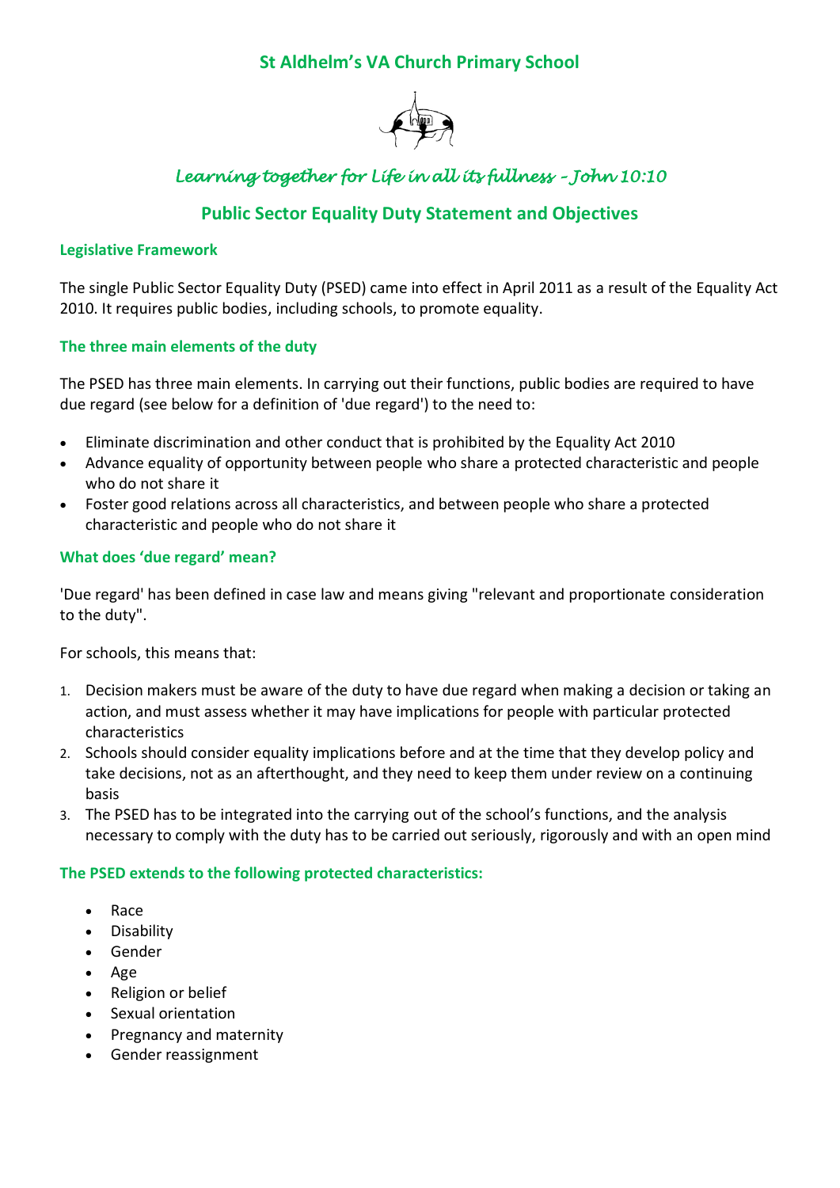# St Aldhelm's VA Church Primary School

*Learning together for Life in all its fullness – John 10:10*

## Public Sector Equality Duty Statement and Objectives

### Legislative Framework

The single Public Sector Equality Duty (PSED) came into effect in April 2011 as a result of the Equality Act 2010. It requires public bodies, including schools, to promote equality.

### The three main elements of the duty

The PSED has three main elements. In carrying out their functions, public bodies are required to have due regard (see below for a definition of 'due regard') to the need to:

- Eliminate discrimination and other conduct that is prohibited by the Equality Act 2010
- Advance equality of opportunity between people who share a protected characteristic and people who do not share it
- Foster good relations across all characteristics, and between people who share a protected characteristic and people who do not share it

### What does 'due regard' mean?

'Due regard' has been defined in case law and means giving "relevant and proportionate consideration to the duty".

For schools, this means that:

1. Decision makers must be aware of the duty to have due regard when making a decision or taking an action, and must assess whether it may have implications for people with particular protected characteristics
2. Schools should consider equality implications before and at the time that they develop policy and take decisions, not as an afterthought, and they need to keep them under review on a continuing basis
3. The PSED has to be integrated into the carrying out of the school's functions, and the analysis necessary to comply with the duty has to be carried out seriously, rigorously and with an open mind

### The PSED extends to the following protected characteristics:

- Race
- Disability
- Gender
- Age
- Religion or belief
- Sexual orientation
- Pregnancy and maternity
- Gender reassignment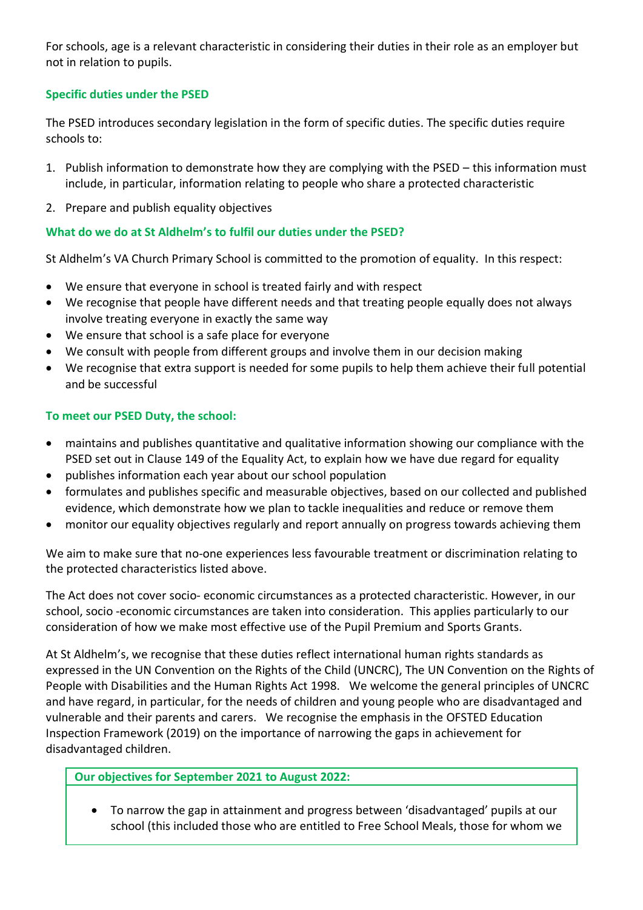For schools, age is a relevant characteristic in considering their duties in their role as an employer but not in relation to pupils.

### Specific duties under the PSED

The PSED introduces secondary legislation in the form of specific duties. The specific duties require schools to:

1. Publish information to demonstrate how they are complying with the PSED – this information must include, in particular, information relating to people who share a protected characteristic
2. Prepare and publish equality objectives

### What do we do at St Aldhelm's to fulfil our duties under the PSED?

St Aldhelm's VA Church Primary School is committed to the promotion of equality. In this respect:

- We ensure that everyone in school is treated fairly and with respect
- We recognise that people have different needs and that treating people equally does not always involve treating everyone in exactly the same way
- We ensure that school is a safe place for everyone
- We consult with people from different groups and involve them in our decision making
- We recognise that extra support is needed for some pupils to help them achieve their full potential and be successful

### To meet our PSED Duty, the school:

- maintains and publishes quantitative and qualitative information showing our compliance with the PSED set out in Clause 149 of the Equality Act, to explain how we have due regard for equality
- publishes information each year about our school population
- formulates and publishes specific and measurable objectives, based on our collected and published evidence, which demonstrate how we plan to tackle inequalities and reduce or remove them
- monitor our equality objectives regularly and report annually on progress towards achieving them

We aim to make sure that no-one experiences less favourable treatment or discrimination relating to the protected characteristics listed above.

The Act does not cover socio- economic circumstances as a protected characteristic. However, in our school, socio -economic circumstances are taken into consideration. This applies particularly to our consideration of how we make most effective use of the Pupil Premium and Sports Grants.

At St Aldhelm's, we recognise that these duties reflect international human rights standards as expressed in the UN Convention on the Rights of the Child (UNCRC), The UN Convention on the Rights of People with Disabilities and the Human Rights Act 1998. We welcome the general principles of UNCRC and have regard, in particular, for the needs of children and young people who are disadvantaged and vulnerable and their parents and carers. We recognise the emphasis in the OFSTED Education Inspection Framework (2019) on the importance of narrowing the gaps in achievement for disadvantaged children.

### Our objectives for September 2021 to August 2022:

- To narrow the gap in attainment and progress between 'disadvantaged' pupils at our school (this included those who are entitled to Free School Meals, those for whom we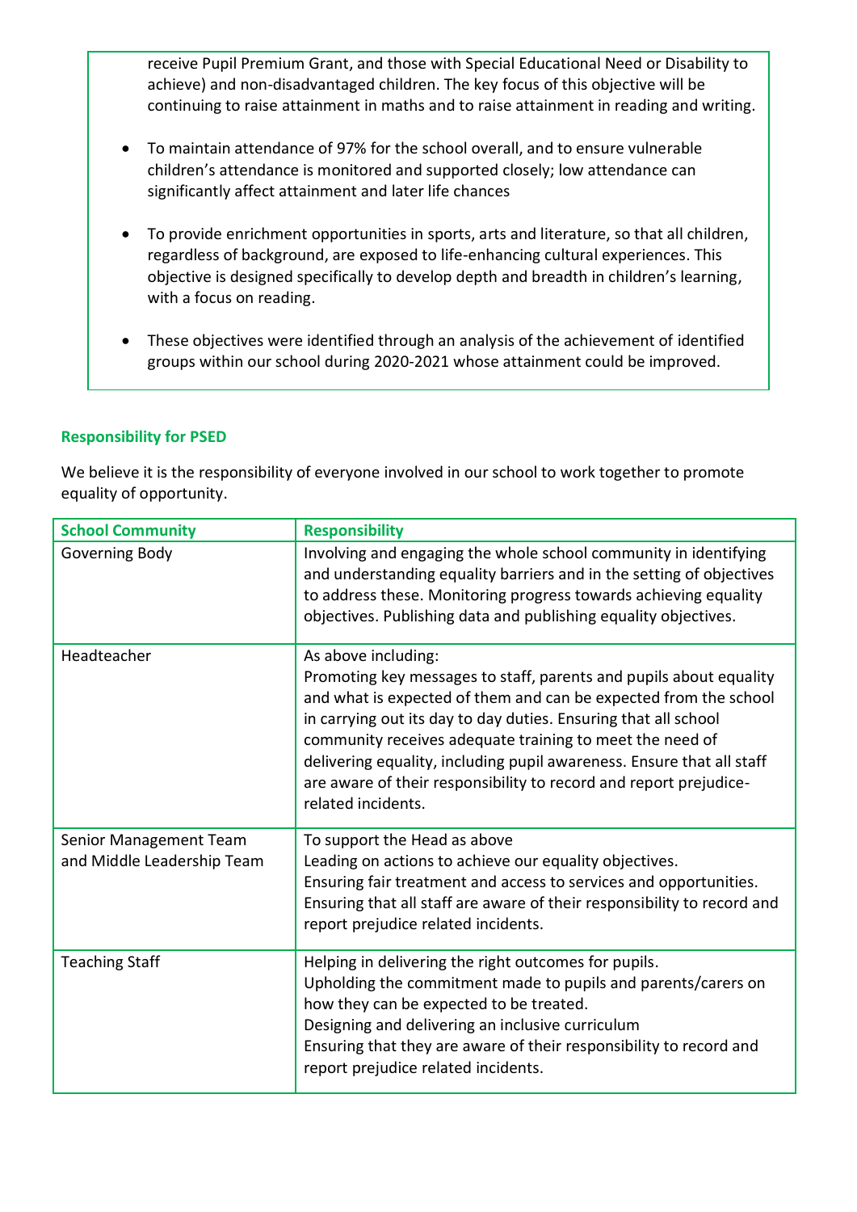receive Pupil Premium Grant, and those with Special Educational Need or Disability to achieve) and non-disadvantaged children. The key focus of this objective will be continuing to raise attainment in maths and to raise attainment in reading and writing.

- To maintain attendance of 97% for the school overall, and to ensure vulnerable children's attendance is monitored and supported closely; low attendance can significantly affect attainment and later life chances
- To provide enrichment opportunities in sports, arts and literature, so that all children, regardless of background, are exposed to life-enhancing cultural experiences. This objective is designed specifically to develop depth and breadth in children's learning, with a focus on reading.
- These objectives were identified through an analysis of the achievement of identified groups within our school during 2020-2021 whose attainment could be improved.

## Responsibility for PSED

We believe it is the responsibility of everyone involved in our school to work together to promote equality of opportunity.

| School Community | Responsibility |
|---|---|
| Governing Body | Involving and engaging the whole school community in identifying and understanding equality barriers and in the setting of objectives to address these. Monitoring progress towards achieving equality objectives. Publishing data and publishing equality objectives. |
| Headteacher | As above including:<br>Promoting key messages to staff, parents and pupils about equality and what is expected of them and can be expected from the school in carrying out its day to day duties. Ensuring that all school community receives adequate training to meet the need of delivering equality, including pupil awareness. Ensure that all staff are aware of their responsibility to record and report prejudice-related incidents. |
| Senior Management Team and Middle Leadership Team | To support the Head as above<br>Leading on actions to achieve our equality objectives.<br>Ensuring fair treatment and access to services and opportunities.<br>Ensuring that all staff are aware of their responsibility to record and report prejudice related incidents. |
| Teaching Staff | Helping in delivering the right outcomes for pupils.<br>Upholding the commitment made to pupils and parents/carers on how they can be expected to be treated.<br>Designing and delivering an inclusive curriculum<br>Ensuring that they are aware of their responsibility to record and report prejudice related incidents. |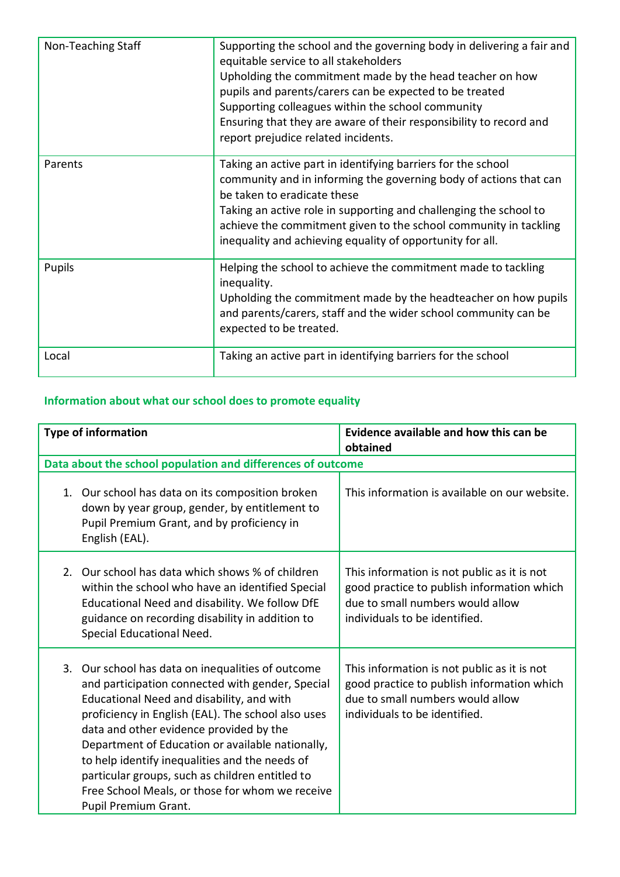| | |
|---|---|
| Non-Teaching Staff | Supporting the school and the governing body in delivering a fair and equitable service to all stakeholders<br>Upholding the commitment made by the head teacher on how pupils and parents/carers can be expected to be treated<br>Supporting colleagues within the school community<br>Ensuring that they are aware of their responsibility to record and report prejudice related incidents. |
| Parents | Taking an active part in identifying barriers for the school community and in informing the governing body of actions that can be taken to eradicate these<br>Taking an active role in supporting and challenging the school to achieve the commitment given to the school community in tackling inequality and achieving equality of opportunity for all. |
| Pupils | Helping the school to achieve the commitment made to tackling inequality.<br>Upholding the commitment made by the headteacher on how pupils and parents/carers, staff and the wider school community can be expected to be treated. |
| Local | Taking an active part in identifying barriers for the school |

**Information about what our school does to promote equality**

| Type of information | Evidence available and how this can be obtained |
|---|---|
| **Data about the school population and differences of outcome** | |
| 1. Our school has data on its composition broken down by year group, gender, by entitlement to Pupil Premium Grant, and by proficiency in English (EAL). | This information is available on our website. |
| 2. Our school has data which shows % of children within the school who have an identified Special Educational Need and disability. We follow DfE guidance on recording disability in addition to Special Educational Need. | This information is not public as it is not good practice to publish information which due to small numbers would allow individuals to be identified. |
| 3. Our school has data on inequalities of outcome and participation connected with gender, Special Educational Need and disability, and with proficiency in English (EAL). The school also uses data and other evidence provided by the Department of Education or available nationally, to help identify inequalities and the needs of particular groups, such as children entitled to Free School Meals, or those for whom we receive Pupil Premium Grant. | This information is not public as it is not good practice to publish information which due to small numbers would allow individuals to be identified. |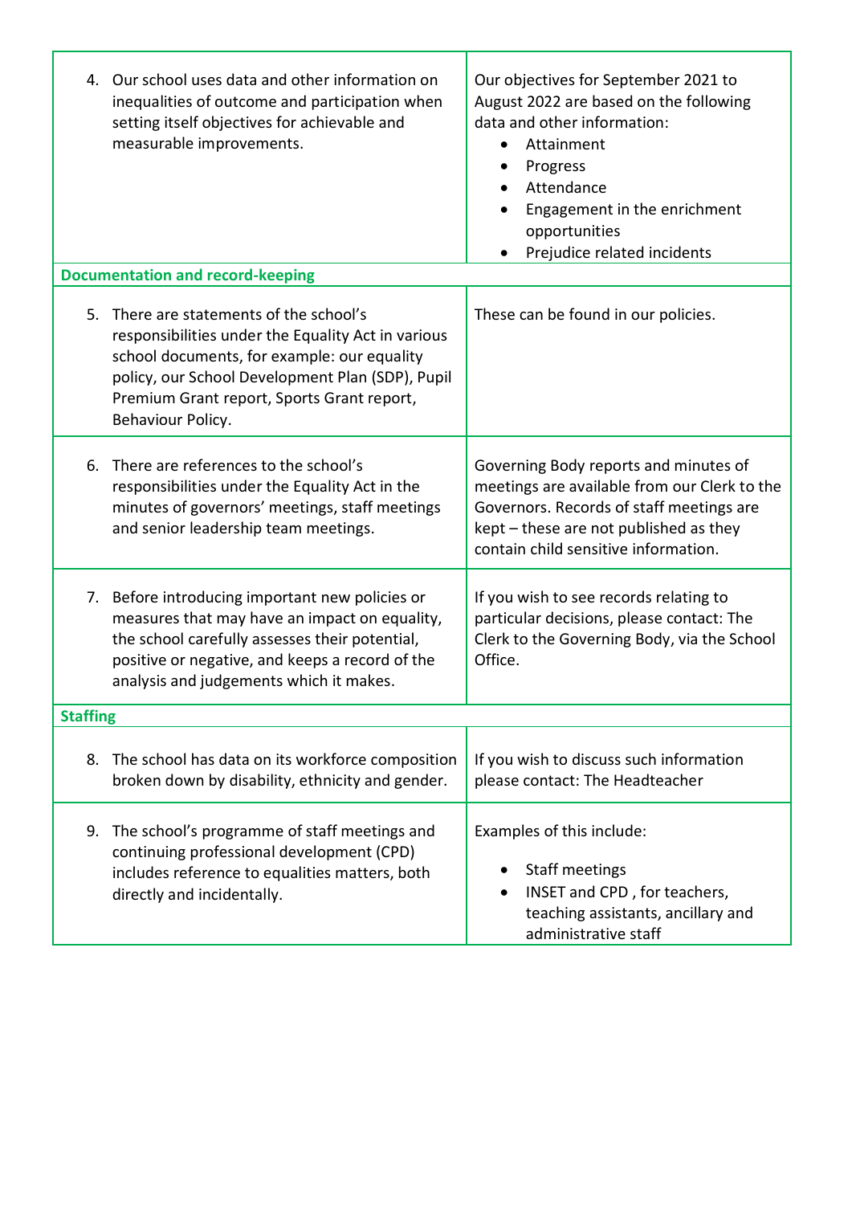| | |
|---|---|
| 4. Our school uses data and other information on inequalities of outcome and participation when setting itself objectives for achievable and measurable improvements. | Our objectives for September 2021 to August 2022 are based on the following data and other information:<br>• Attainment<br>• Progress<br>• Attendance<br>• Engagement in the enrichment opportunities<br>• Prejudice related incidents |
| **Documentation and record-keeping** | |
| 5. There are statements of the school's responsibilities under the Equality Act in various school documents, for example: our equality policy, our School Development Plan (SDP), Pupil Premium Grant report, Sports Grant report, Behaviour Policy. | These can be found in our policies. |
| 6. There are references to the school's responsibilities under the Equality Act in the minutes of governors' meetings, staff meetings and senior leadership team meetings. | Governing Body reports and minutes of meetings are available from our Clerk to the Governors. Records of staff meetings are kept – these are not published as they contain child sensitive information. |
| 7. Before introducing important new policies or measures that may have an impact on equality, the school carefully assesses their potential, positive or negative, and keeps a record of the analysis and judgements which it makes. | If you wish to see records relating to particular decisions, please contact: The Clerk to the Governing Body, via the School Office. |
| **Staffing** | |
| 8. The school has data on its workforce composition broken down by disability, ethnicity and gender. | If you wish to discuss such information please contact: The Headteacher |
| 9. The school's programme of staff meetings and continuing professional development (CPD) includes reference to equalities matters, both directly and incidentally. | Examples of this include:<br>• Staff meetings<br>• INSET and CPD , for teachers, teaching assistants, ancillary and administrative staff |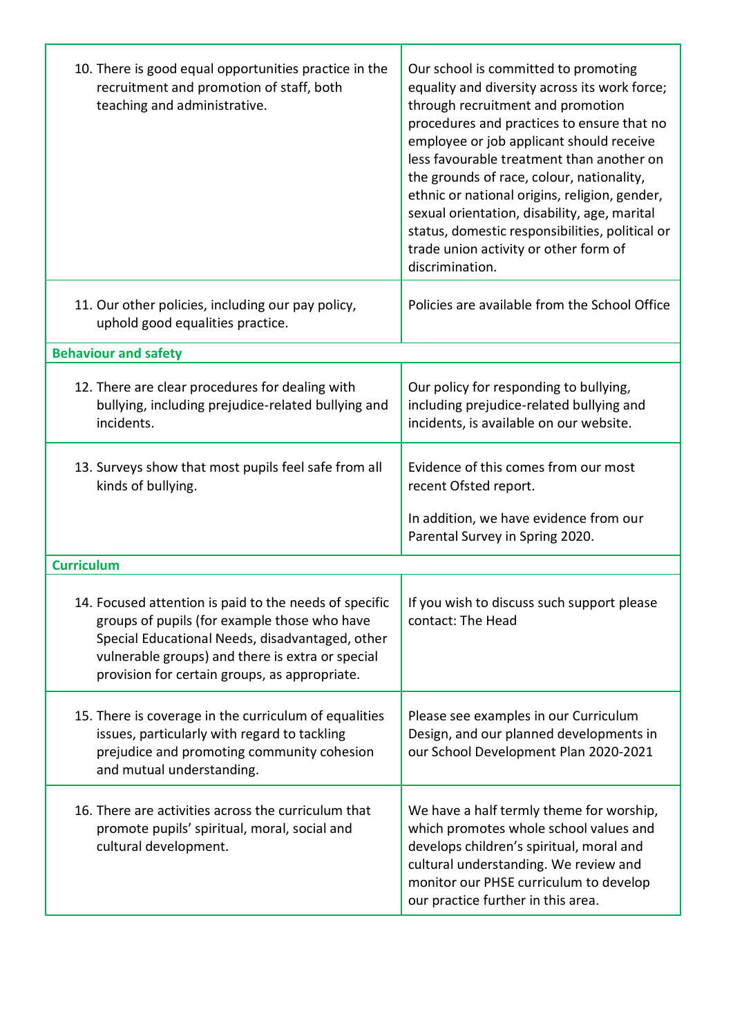| | |
|---|---|
| 10. There is good equal opportunities practice in the recruitment and promotion of staff, both teaching and administrative. | Our school is committed to promoting equality and diversity across its work force; through recruitment and promotion procedures and practices to ensure that no employee or job applicant should receive less favourable treatment than another on the grounds of race, colour, nationality, ethnic or national origins, religion, gender, sexual orientation, disability, age, marital status, domestic responsibilities, political or trade union activity or other form of discrimination. |
| 11. Our other policies, including our pay policy, uphold good equalities practice. | Policies are available from the School Office |
| **Behaviour and safety** | |
| 12. There are clear procedures for dealing with bullying, including prejudice-related bullying and incidents. | Our policy for responding to bullying, including prejudice-related bullying and incidents, is available on our website. |
| 13. Surveys show that most pupils feel safe from all kinds of bullying. | Evidence of this comes from our most recent Ofsted report.<br><br>In addition, we have evidence from our Parental Survey in Spring 2020. |
| **Curriculum** | |
| 14. Focused attention is paid to the needs of specific groups of pupils (for example those who have Special Educational Needs, disadvantaged, other vulnerable groups) and there is extra or special provision for certain groups, as appropriate. | If you wish to discuss such support please contact: The Head |
| 15. There is coverage in the curriculum of equalities issues, particularly with regard to tackling prejudice and promoting community cohesion and mutual understanding. | Please see examples in our Curriculum Design, and our planned developments in our School Development Plan 2020-2021 |
| 16. There are activities across the curriculum that promote pupils' spiritual, moral, social and cultural development. | We have a half termly theme for worship, which promotes whole school values and develops children's spiritual, moral and cultural understanding. We review and monitor our PHSE curriculum to develop our practice further in this area. |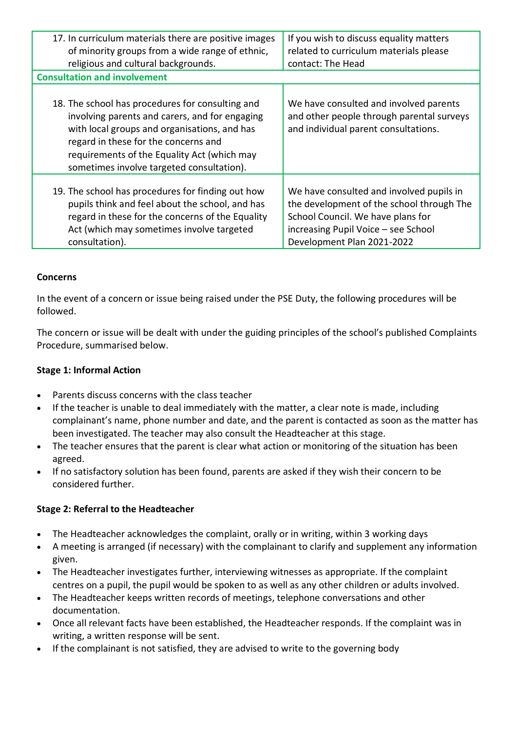| | |
|---|---|
| 17. In curriculum materials there are positive images of minority groups from a wide range of ethnic, religious and cultural backgrounds. | If you wish to discuss equality matters related to curriculum materials please contact: The Head |
| **Consultation and involvement** | |
| 18. The school has procedures for consulting and involving parents and carers, and for engaging with local groups and organisations, and has regard in these for the concerns and requirements of the Equality Act (which may sometimes involve targeted consultation). | We have consulted and involved parents and other people through parental surveys and individual parent consultations. |
| 19. The school has procedures for finding out how pupils think and feel about the school, and has regard in these for the concerns of the Equality Act (which may sometimes involve targeted consultation). | We have consulted and involved pupils in the development of the school through The School Council. We have plans for increasing Pupil Voice – see School Development Plan 2021-2022 |

**Concerns**

In the event of a concern or issue being raised under the PSE Duty, the following procedures will be followed.

The concern or issue will be dealt with under the guiding principles of the school's published Complaints Procedure, summarised below.

**Stage 1: Informal Action**

- Parents discuss concerns with the class teacher
- If the teacher is unable to deal immediately with the matter, a clear note is made, including complainant's name, phone number and date, and the parent is contacted as soon as the matter has been investigated. The teacher may also consult the Headteacher at this stage.
- The teacher ensures that the parent is clear what action or monitoring of the situation has been agreed.
- If no satisfactory solution has been found, parents are asked if they wish their concern to be considered further.

**Stage 2: Referral to the Headteacher**

- The Headteacher acknowledges the complaint, orally or in writing, within 3 working days
- A meeting is arranged (if necessary) with the complainant to clarify and supplement any information given.
- The Headteacher investigates further, interviewing witnesses as appropriate. If the complaint centres on a pupil, the pupil would be spoken to as well as any other children or adults involved.
- The Headteacher keeps written records of meetings, telephone conversations and other documentation.
- Once all relevant facts have been established, the Headteacher responds. If the complaint was in writing, a written response will be sent.
- If the complainant is not satisfied, they are advised to write to the governing body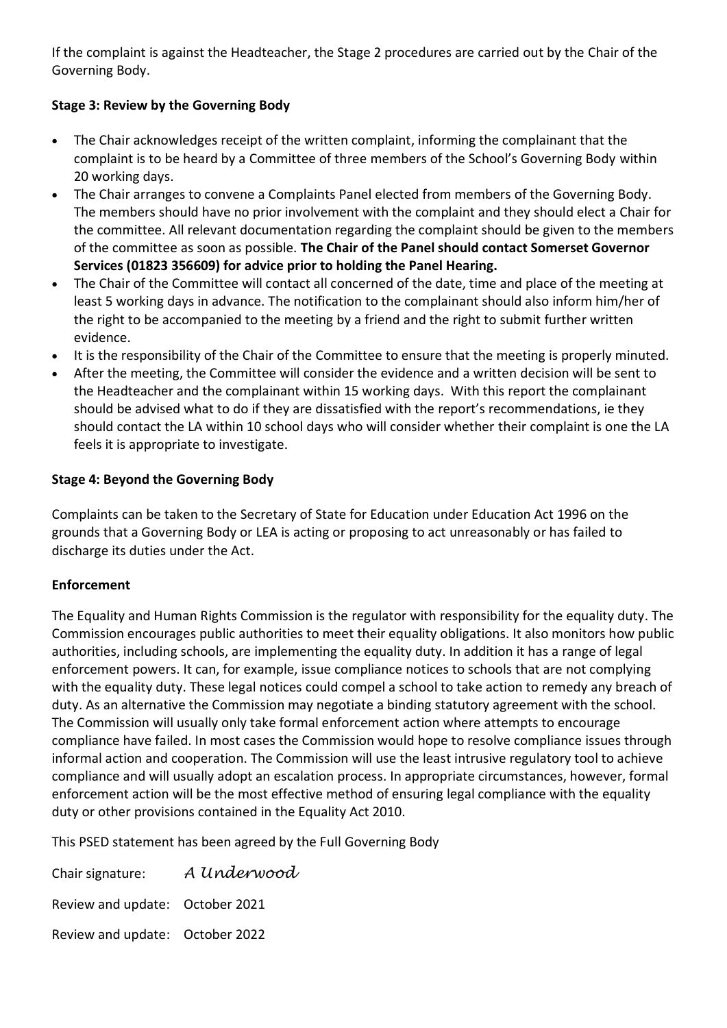If the complaint is against the Headteacher, the Stage 2 procedures are carried out by the Chair of the Governing Body.

**Stage 3: Review by the Governing Body**

- The Chair acknowledges receipt of the written complaint, informing the complainant that the complaint is to be heard by a Committee of three members of the School's Governing Body within 20 working days.
- The Chair arranges to convene a Complaints Panel elected from members of the Governing Body. The members should have no prior involvement with the complaint and they should elect a Chair for the committee. All relevant documentation regarding the complaint should be given to the members of the committee as soon as possible. **The Chair of the Panel should contact Somerset Governor Services (01823 356609) for advice prior to holding the Panel Hearing.**
- The Chair of the Committee will contact all concerned of the date, time and place of the meeting at least 5 working days in advance. The notification to the complainant should also inform him/her of the right to be accompanied to the meeting by a friend and the right to submit further written evidence.
- It is the responsibility of the Chair of the Committee to ensure that the meeting is properly minuted.
- After the meeting, the Committee will consider the evidence and a written decision will be sent to the Headteacher and the complainant within 15 working days. With this report the complainant should be advised what to do if they are dissatisfied with the report's recommendations, ie they should contact the LA within 10 school days who will consider whether their complaint is one the LA feels it is appropriate to investigate.

**Stage 4: Beyond the Governing Body**

Complaints can be taken to the Secretary of State for Education under Education Act 1996 on the grounds that a Governing Body or LEA is acting or proposing to act unreasonably or has failed to discharge its duties under the Act.

**Enforcement**

The Equality and Human Rights Commission is the regulator with responsibility for the equality duty. The Commission encourages public authorities to meet their equality obligations. It also monitors how public authorities, including schools, are implementing the equality duty. In addition it has a range of legal enforcement powers. It can, for example, issue compliance notices to schools that are not complying with the equality duty. These legal notices could compel a school to take action to remedy any breach of duty. As an alternative the Commission may negotiate a binding statutory agreement with the school. The Commission will usually only take formal enforcement action where attempts to encourage compliance have failed. In most cases the Commission would hope to resolve compliance issues through informal action and cooperation. The Commission will use the least intrusive regulatory tool to achieve compliance and will usually adopt an escalation process. In appropriate circumstances, however, formal enforcement action will be the most effective method of ensuring legal compliance with the equality duty or other provisions contained in the Equality Act 2010.

This PSED statement has been agreed by the Full Governing Body

Chair signature: *A Underwood*

Review and update: October 2021

Review and update: October 2022